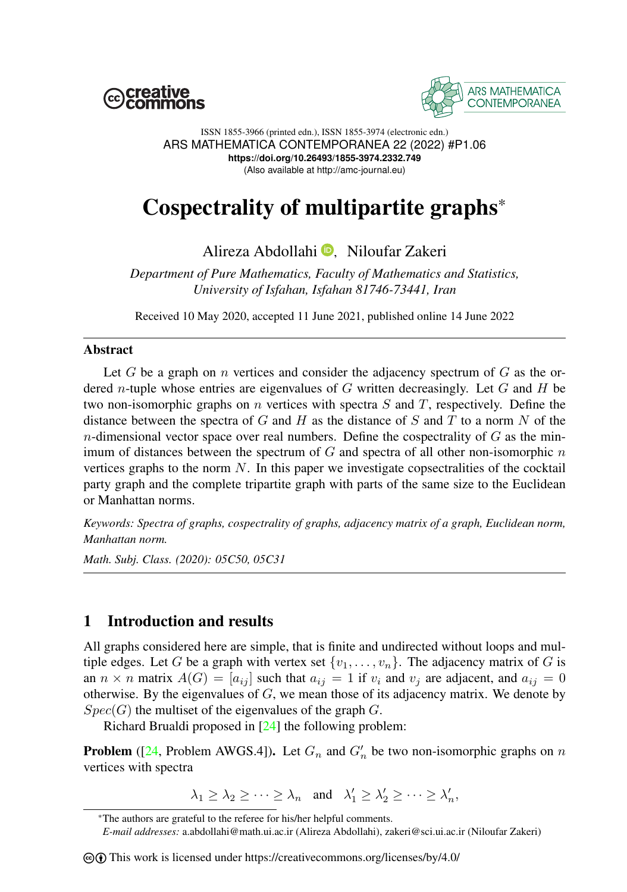ISSN 1855-3966 (printed edn.), ISSN 1855-3974 (electronic edn.)
ARS MATHEMATICA CONTEMPORANEA 22 (2022) #P1.06
https://doi.org/10.26493/1855-3974.2332.749
(Also available at http://amc-journal.eu)

# Cospectrality of multipartite graphs*

Alireza Abdollahi, Niloufar Zakeri

*Department of Pure Mathematics, Faculty of Mathematics and Statistics, University of Isfahan, Isfahan 81746-73441, Iran*

Received 10 May 2020, accepted 11 June 2021, published online 14 June 2022

## Abstract

Let $G$ be a graph on $n$ vertices and consider the adjacency spectrum of $G$ as the ordered $n$-tuple whose entries are eigenvalues of $G$ written decreasingly. Let $G$ and $H$ be two non-isomorphic graphs on $n$ vertices with spectra $S$ and $T$, respectively. Define the distance between the spectra of $G$ and $H$ as the distance of $S$ and $T$ to a norm $N$ of the $n$-dimensional vector space over real numbers. Define the cospectrality of $G$ as the minimum of distances between the spectrum of $G$ and spectra of all other non-isomorphic $n$ vertices graphs to the norm $N$. In this paper we investigate copsectralities of the cocktail party graph and the complete tripartite graph with parts of the same size to the Euclidean or Manhattan norms.

*Keywords: Spectra of graphs, cospectrality of graphs, adjacency matrix of a graph, Euclidean norm, Manhattan norm.*

*Math. Subj. Class. (2020): 05C50, 05C31*

## 1 Introduction and results

All graphs considered here are simple, that is finite and undirected without loops and multiple edges. Let $G$ be a graph with vertex set $\{v_1, \dots, v_n\}$. The adjacency matrix of $G$ is an $n \times n$ matrix $A(G) = [a_{ij}]$ such that $a_{ij} = 1$ if $v_i$ and $v_j$ are adjacent, and $a_{ij} = 0$ otherwise. By the eigenvalues of $G$, we mean those of its adjacency matrix. We denote by $Spec(G)$ the multiset of the eigenvalues of the graph $G$.

Richard Brualdi proposed in [24] the following problem:

**Problem** ([24, Problem AWGS.4]). Let $G_n$ and $G'_n$ be two non-isomorphic graphs on $n$ vertices with spectra

$$\lambda_1 \geq \lambda_2 \geq \cdots \geq \lambda_n \quad \text{and} \quad \lambda'_1 \geq \lambda'_2 \geq \cdots \geq \lambda'_n,$$

*The authors are grateful to the referee for his/her helpful comments.
*E-mail addresses:* a.abdollahi@math.ui.ac.ir (Alireza Abdollahi), zakeri@sci.ui.ac.ir (Niloufar Zakeri)

This work is licensed under https://creativecommons.org/licenses/by/4.0/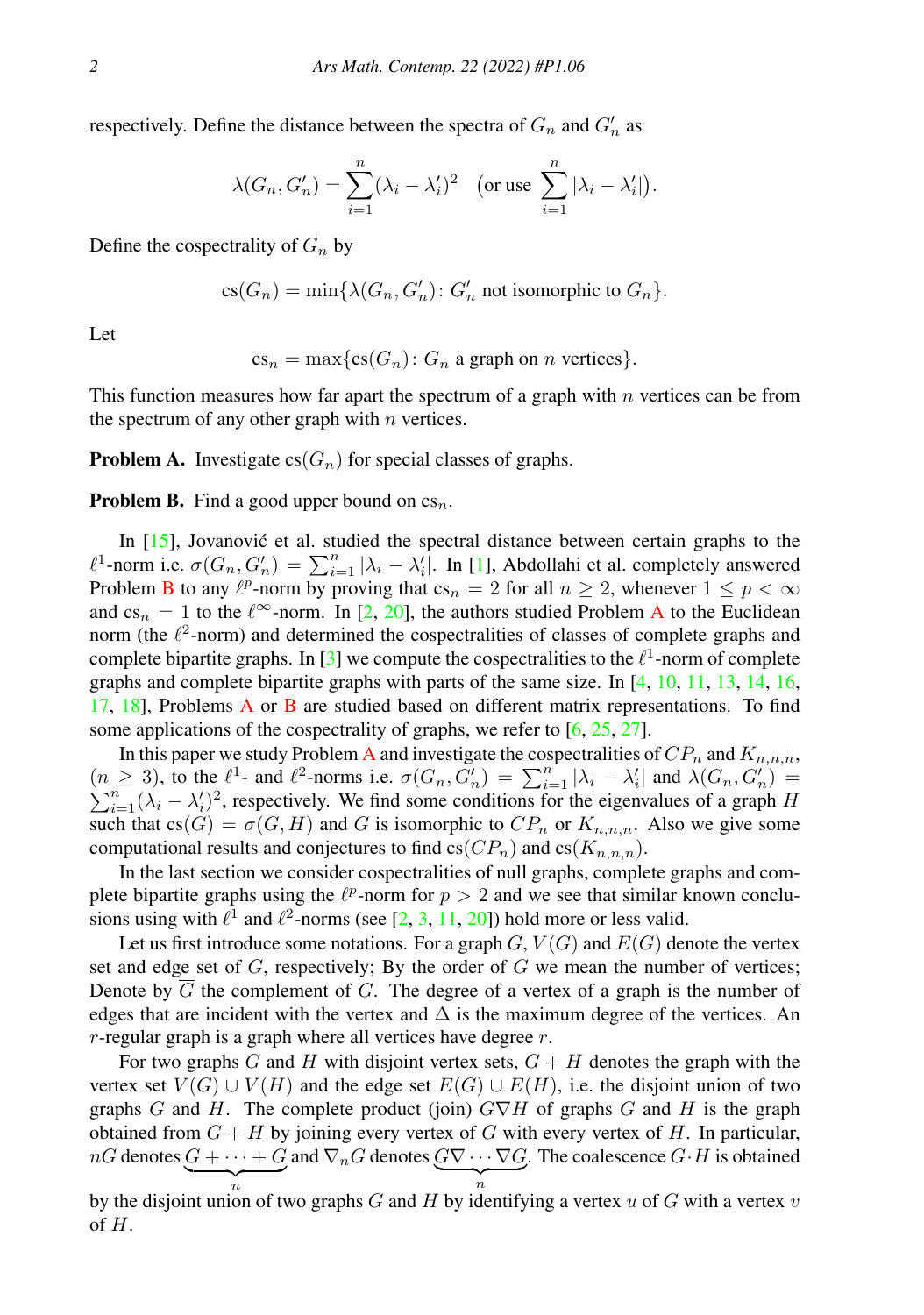respectively. Define the distance between the spectra of $G_n$ and $G'_n$ as

$$\lambda(G_n, G'_n) = \sum_{i=1}^{n} (\lambda_i - \lambda'_i)^2 \quad \big(\text{or use } \sum_{i=1}^{n} |\lambda_i - \lambda'_i|\big).$$

Define the cospectrality of $G_n$ by

$$\operatorname{cs}(G_n) = \min\{\lambda(G_n, G'_n) \colon G'_n \text{ not isomorphic to } G_n\}.$$

Let

$$\operatorname{cs}_n = \max\{\operatorname{cs}(G_n) \colon G_n \text{ a graph on } n \text{ vertices}\}.$$

This function measures how far apart the spectrum of a graph with $n$ vertices can be from the spectrum of any other graph with $n$ vertices.

**Problem A.** Investigate $\operatorname{cs}(G_n)$ for special classes of graphs.

**Problem B.** Find a good upper bound on $\operatorname{cs}_n$.

In [15], Jovanović et al. studied the spectral distance between certain graphs to the $\ell^1$-norm i.e. $\sigma(G_n, G'_n) = \sum_{i=1}^{n} |\lambda_i - \lambda'_i|$. In [1], Abdollahi et al. completely answered Problem B to any $\ell^p$-norm by proving that $\operatorname{cs}_n = 2$ for all $n \geq 2$, whenever $1 \leq p < \infty$ and $\operatorname{cs}_n = 1$ to the $\ell^\infty$-norm. In [2, 20], the authors studied Problem A to the Euclidean norm (the $\ell^2$-norm) and determined the cospectralities of classes of complete graphs and complete bipartite graphs. In [3] we compute the cospectralities to the $\ell^1$-norm of complete graphs and complete bipartite graphs with parts of the same size. In [4, 10, 11, 13, 14, 16, 17, 18], Problems A or B are studied based on different matrix representations. To find some applications of the cospectrality of graphs, we refer to [6, 25, 27].

In this paper we study Problem A and investigate the cospectralities of $CP_n$ and $K_{n,n,n}$, $(n \geq 3)$, to the $\ell^1$- and $\ell^2$-norms i.e. $\sigma(G_n, G'_n) = \sum_{i=1}^{n} |\lambda_i - \lambda'_i|$ and $\lambda(G_n, G'_n) = \sum_{i=1}^{n} (\lambda_i - \lambda'_i)^2$, respectively. We find some conditions for the eigenvalues of a graph $H$ such that $\operatorname{cs}(G) = \sigma(G, H)$ and $G$ is isomorphic to $CP_n$ or $K_{n,n,n}$. Also we give some computational results and conjectures to find $\operatorname{cs}(CP_n)$ and $\operatorname{cs}(K_{n,n,n})$.

In the last section we consider cospectralities of null graphs, complete graphs and complete bipartite graphs using the $\ell^p$-norm for $p > 2$ and we see that similar known conclusions using with $\ell^1$ and $\ell^2$-norms (see [2, 3, 11, 20]) hold more or less valid.

Let us first introduce some notations. For a graph $G$, $V(G)$ and $E(G)$ denote the vertex set and edge set of $G$, respectively; By the order of $G$ we mean the number of vertices; Denote by $\overline{G}$ the complement of $G$. The degree of a vertex of a graph is the number of edges that are incident with the vertex and $\Delta$ is the maximum degree of the vertices. An $r$-regular graph is a graph where all vertices have degree $r$.

For two graphs $G$ and $H$ with disjoint vertex sets, $G + H$ denotes the graph with the vertex set $V(G) \cup V(H)$ and the edge set $E(G) \cup E(H)$, i.e. the disjoint union of two graphs $G$ and $H$. The complete product (join) $G \nabla H$ of graphs $G$ and $H$ is the graph obtained from $G + H$ by joining every vertex of $G$ with every vertex of $H$. In particular, $nG$ denotes $\underbrace{G + \cdots + G}_{n}$ and $\nabla_n G$ denotes $\underbrace{G \nabla \cdots \nabla G}_{n}$. The coalescence $G \cdot H$ is obtained by the disjoint union of two graphs $G$ and $H$ by identifying a vertex $u$ of $G$ with a vertex $v$ of $H$.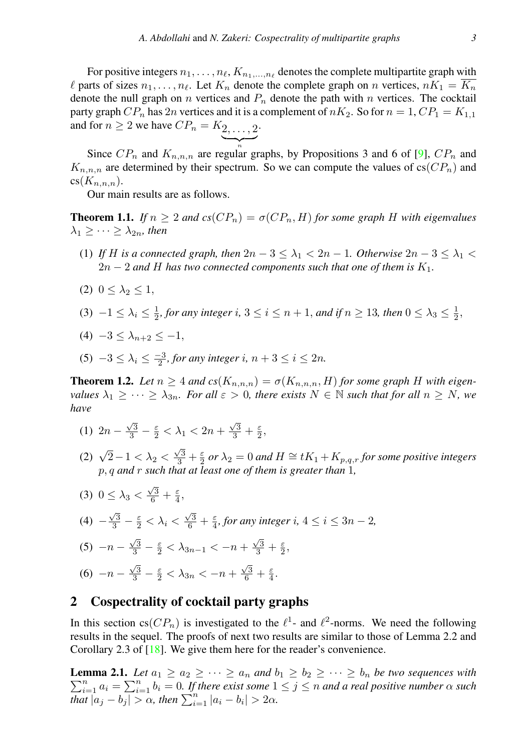For positive integers $n_1, \dots, n_\ell$, $K_{n_1,\dots,n_\ell}$ denotes the complete multipartite graph with $\ell$ parts of sizes $n_1, \dots, n_\ell$. Let $K_n$ denote the complete graph on $n$ vertices, $nK_1 = \overline{K_n}$ denote the null graph on $n$ vertices and $P_n$ denote the path with $n$ vertices. The cocktail party graph $CP_n$ has $2n$ vertices and it is a complement of $nK_2$. So for $n = 1$, $CP_1 = K_{1,1}$ and for $n \geq 2$ we have $CP_n = K_{\underbrace{2,\dots,2}_{n}}$.

Since $CP_n$ and $K_{n,n,n}$ are regular graphs, by Propositions 3 and 6 of [9], $CP_n$ and $K_{n,n,n}$ are determined by their spectrum. So we can compute the values of $\mathrm{cs}(CP_n)$ and $\mathrm{cs}(K_{n,n,n})$.

Our main results are as follows.

**Theorem 1.1.** *If $n \geq 2$ and $cs(CP_n) = \sigma(CP_n, H)$ for some graph $H$ with eigenvalues $\lambda_1 \geq \cdots \geq \lambda_{2n}$, then*

(1) *If $H$ is a connected graph, then $2n - 3 \leq \lambda_1 < 2n - 1$. Otherwise $2n - 3 \leq \lambda_1 < 2n - 2$ and $H$ has two connected components such that one of them is $K_1$.*

(2) $0 \leq \lambda_2 \leq 1$,

(3) $-1 \leq \lambda_i \leq \frac{1}{2}$, *for any integer $i$, $3 \leq i \leq n+1$, and if $n \geq 13$, then $0 \leq \lambda_3 \leq \frac{1}{2}$,*

(4) $-3 \leq \lambda_{n+2} \leq -1$,

(5) $-3 \leq \lambda_i \leq \frac{-3}{2}$, *for any integer $i$, $n + 3 \leq i \leq 2n$.*

**Theorem 1.2.** *Let $n \geq 4$ and $cs(K_{n,n,n}) = \sigma(K_{n,n,n}, H)$ for some graph $H$ with eigenvalues $\lambda_1 \geq \cdots \geq \lambda_{3n}$. For all $\varepsilon > 0$, there exists $N \in \mathbb{N}$ such that for all $n \geq N$, we have*

(1) $2n - \frac{\sqrt{3}}{3} - \frac{\varepsilon}{2} < \lambda_1 < 2n + \frac{\sqrt{3}}{3} + \frac{\varepsilon}{2}$,

(2) $\sqrt{2} - 1 < \lambda_2 < \frac{\sqrt{3}}{3} + \frac{\varepsilon}{2}$ *or $\lambda_2 = 0$ and $H \cong tK_1 + K_{p,q,r}$ for some positive integers $p, q$ and $r$ such that at least one of them is greater than 1,*

(3) $0 \leq \lambda_3 < \frac{\sqrt{3}}{6} + \frac{\varepsilon}{4}$,

(4) $-\frac{\sqrt{3}}{3} - \frac{\varepsilon}{2} < \lambda_i < \frac{\sqrt{3}}{6} + \frac{\varepsilon}{4}$, *for any integer $i$, $4 \leq i \leq 3n - 2$,*

(5) $-n - \frac{\sqrt{3}}{3} - \frac{\varepsilon}{2} < \lambda_{3n-1} < -n + \frac{\sqrt{3}}{3} + \frac{\varepsilon}{2}$,

(6) $-n - \frac{\sqrt{3}}{3} - \frac{\varepsilon}{2} < \lambda_{3n} < -n + \frac{\sqrt{3}}{6} + \frac{\varepsilon}{4}$.

## 2 Cospectrality of cocktail party graphs

In this section $\mathrm{cs}(CP_n)$ is investigated to the $\ell^1$- and $\ell^2$-norms. We need the following results in the sequel. The proofs of next two results are similar to those of Lemma 2.2 and Corollary 2.3 of [18]. We give them here for the reader's convenience.

**Lemma 2.1.** *Let $a_1 \geq a_2 \geq \cdots \geq a_n$ and $b_1 \geq b_2 \geq \cdots \geq b_n$ be two sequences with $\sum_{i=1}^{n} a_i = \sum_{i=1}^{n} b_i = 0$. If there exist some $1 \leq j \leq n$ and a real positive number $\alpha$ such that $|a_j - b_j| > \alpha$, then $\sum_{i=1}^{n} |a_i - b_i| > 2\alpha$.*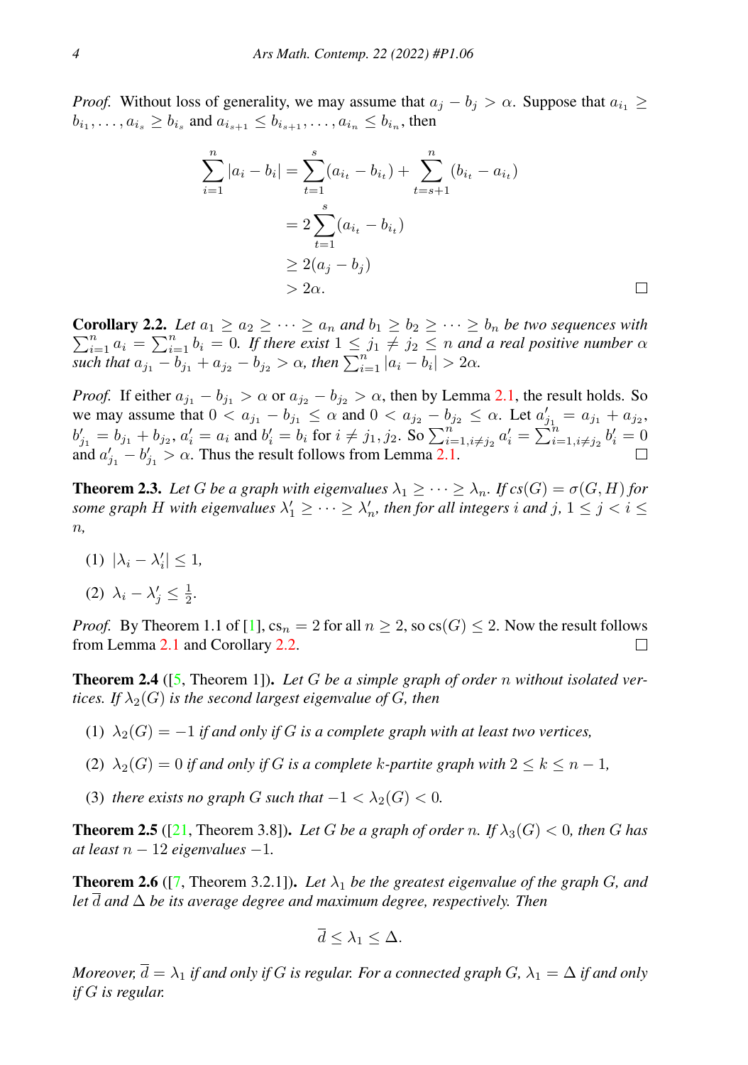*Proof.* Without loss of generality, we may assume that $a_j - b_j > \alpha$. Suppose that $a_{i_1} \geq b_{i_1}, \dots, a_{i_s} \geq b_{i_s}$ and $a_{i_{s+1}} \leq b_{i_{s+1}}, \dots, a_{i_n} \leq b_{i_n}$, then

$$\begin{aligned}
\sum_{i=1}^{n} |a_i - b_i| &= \sum_{t=1}^{s} (a_{i_t} - b_{i_t}) + \sum_{t=s+1}^{n} (b_{i_t} - a_{i_t}) \\
&= 2 \sum_{t=1}^{s} (a_{i_t} - b_{i_t}) \\
&\geq 2(a_j - b_j) \\
&> 2\alpha.
\end{aligned}$$

□

**Corollary 2.2.** *Let $a_1 \geq a_2 \geq \cdots \geq a_n$ and $b_1 \geq b_2 \geq \cdots \geq b_n$ be two sequences with $\sum_{i=1}^n a_i = \sum_{i=1}^n b_i = 0$. If there exist $1 \leq j_1 \neq j_2 \leq n$ and a real positive number $\alpha$ such that $a_{j_1} - b_{j_1} + a_{j_2} - b_{j_2} > \alpha$, then $\sum_{i=1}^n |a_i - b_i| > 2\alpha$.*

*Proof.* If either $a_{j_1} - b_{j_1} > \alpha$ or $a_{j_2} - b_{j_2} > \alpha$, then by Lemma 2.1, the result holds. So we may assume that $0 < a_{j_1} - b_{j_1} \leq \alpha$ and $0 < a_{j_2} - b_{j_2} \leq \alpha$. Let $a'_{j_1} = a_{j_1} + a_{j_2}$, $b'_{j_1} = b_{j_1} + b_{j_2}$, $a'_i = a_i$ and $b'_i = b_i$ for $i \neq j_1, j_2$. So $\sum_{i=1, i\neq j_2}^n a'_i = \sum_{i=1, i\neq j_2}^n b'_i = 0$ and $a'_{j_1} - b'_{j_1} > \alpha$. Thus the result follows from Lemma 2.1. □

**Theorem 2.3.** *Let $G$ be a graph with eigenvalues $\lambda_1 \geq \cdots \geq \lambda_n$. If $cs(G) = \sigma(G, H)$ for some graph $H$ with eigenvalues $\lambda'_1 \geq \cdots \geq \lambda'_n$, then for all integers $i$ and $j$, $1 \leq j < i \leq n$,*

(1) $|\lambda_i - \lambda'_i| \leq 1$,

(2) $\lambda_i - \lambda'_j \leq \frac{1}{2}$.

*Proof.* By Theorem 1.1 of [1], $\mathrm{cs}_n = 2$ for all $n \geq 2$, so $\mathrm{cs}(G) \leq 2$. Now the result follows from Lemma 2.1 and Corollary 2.2. □

**Theorem 2.4** ([5, Theorem 1])**.** *Let $G$ be a simple graph of order $n$ without isolated vertices. If $\lambda_2(G)$ is the second largest eigenvalue of $G$, then*

(1) *$\lambda_2(G) = -1$ if and only if $G$ is a complete graph with at least two vertices,*

(2) *$\lambda_2(G) = 0$ if and only if $G$ is a complete $k$-partite graph with $2 \leq k \leq n - 1$,*

(3) *there exists no graph $G$ such that $-1 < \lambda_2(G) < 0$.*

**Theorem 2.5** ([21, Theorem 3.8])**.** *Let $G$ be a graph of order $n$. If $\lambda_3(G) < 0$, then $G$ has at least $n - 12$ eigenvalues $-1$.*

**Theorem 2.6** ([7, Theorem 3.2.1])**.** *Let $\lambda_1$ be the greatest eigenvalue of the graph $G$, and let $\overline{d}$ and $\Delta$ be its average degree and maximum degree, respectively. Then*

$$\overline{d} \leq \lambda_1 \leq \Delta.$$

*Moreover, $\overline{d} = \lambda_1$ if and only if $G$ is regular. For a connected graph $G$, $\lambda_1 = \Delta$ if and only if $G$ is regular.*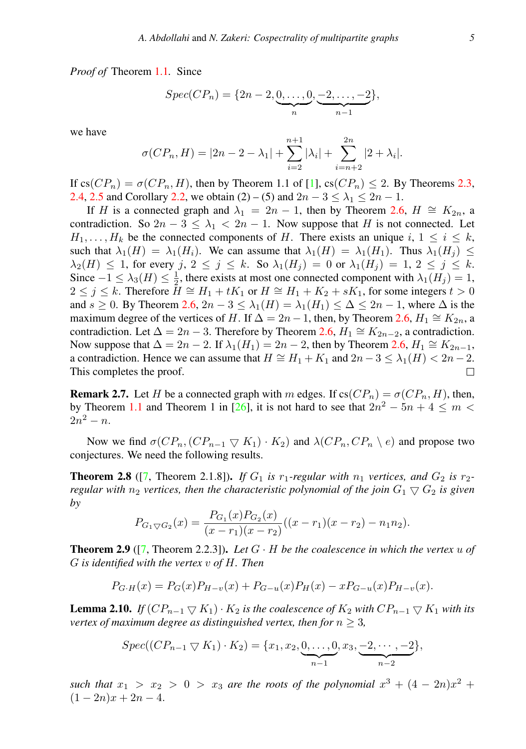*Proof of* Theorem 1.1. Since

$$Spec(CP_n) = \{2n-2, \underbrace{0,\ldots,0}_{n}, \underbrace{-2,\ldots,-2}_{n-1}\},$$

we have

$$\sigma(CP_n, H) = |2n-2-\lambda_1| + \sum_{i=2}^{n+1} |\lambda_i| + \sum_{i=n+2}^{2n} |2+\lambda_i|.$$

If $\mathrm{cs}(CP_n) = \sigma(CP_n, H)$, then by Theorem 1.1 of [1], $\mathrm{cs}(CP_n) \leq 2$. By Theorems 2.3, 2.4, 2.5 and Corollary 2.2, we obtain (2) – (5) and $2n-3 \leq \lambda_1 \leq 2n-1$.

If $H$ is a connected graph and $\lambda_1 = 2n-1$, then by Theorem 2.6, $H \cong K_{2n}$, a contradiction. So $2n-3 \leq \lambda_1 < 2n-1$. Now suppose that $H$ is not connected. Let $H_1, \ldots, H_k$ be the connected components of $H$. There exists an unique $i$, $1 \leq i \leq k$, such that $\lambda_1(H) = \lambda_1(H_i)$. We can assume that $\lambda_1(H) = \lambda_1(H_1)$. Thus $\lambda_1(H_j) \leq \lambda_2(H) \leq 1$, for every $j$, $2 \leq j \leq k$. So $\lambda_1(H_j) = 0$ or $\lambda_1(H_j) = 1$, $2 \leq j \leq k$. Since $-1 \leq \lambda_3(H) \leq \frac{1}{2}$, there exists at most one connected component with $\lambda_1(H_j) = 1$, $2 \leq j \leq k$. Therefore $H \cong H_1 + tK_1$ or $H \cong H_1 + K_2 + sK_1$, for some integers $t > 0$ and $s \geq 0$. By Theorem 2.6, $2n-3 \leq \lambda_1(H) = \lambda_1(H_1) \leq \Delta \leq 2n-1$, where $\Delta$ is the maximum degree of the vertices of $H$. If $\Delta = 2n-1$, then, by Theorem 2.6, $H_1 \cong K_{2n}$, a contradiction. Let $\Delta = 2n-3$. Therefore by Theorem 2.6, $H_1 \cong K_{2n-2}$, a contradiction. Now suppose that $\Delta = 2n-2$. If $\lambda_1(H_1) = 2n-2$, then by Theorem 2.6, $H_1 \cong K_{2n-1}$, a contradiction. Hence we can assume that $H \cong H_1 + K_1$ and $2n-3 \leq \lambda_1(H) < 2n-2$. This completes the proof. □

**Remark 2.7.** Let $H$ be a connected graph with $m$ edges. If $\mathrm{cs}(CP_n) = \sigma(CP_n, H)$, then, by Theorem 1.1 and Theorem 1 in [26], it is not hard to see that $2n^2 - 5n + 4 \leq m < 2n^2 - n$.

Now we find $\sigma(CP_n, (CP_{n-1} \triangledown K_1) \cdot K_2)$ and $\lambda(CP_n, CP_n \setminus e)$ and propose two conjectures. We need the following results.

**Theorem 2.8** ([7, Theorem 2.1.8])**.** *If $G_1$ is $r_1$-regular with $n_1$ vertices, and $G_2$ is $r_2$-regular with $n_2$ vertices, then the characteristic polynomial of the join $G_1 \triangledown G_2$ is given by*

$$P_{G_1 \triangledown G_2}(x) = \frac{P_{G_1}(x)P_{G_2}(x)}{(x-r_1)(x-r_2)}((x-r_1)(x-r_2) - n_1 n_2).$$

**Theorem 2.9** ([7, Theorem 2.2.3])**.** *Let $G \cdot H$ be the coalescence in which the vertex $u$ of $G$ is identified with the vertex $v$ of $H$. Then*

$$P_{G\cdot H}(x) = P_G(x)P_{H-v}(x) + P_{G-u}(x)P_H(x) - xP_{G-u}(x)P_{H-v}(x).$$

**Lemma 2.10.** *If $(CP_{n-1} \triangledown K_1) \cdot K_2$ is the coalescence of $K_2$ with $CP_{n-1} \triangledown K_1$ with its vertex of maximum degree as distinguished vertex, then for $n \geq 3$,*

$$Spec((CP_{n-1} \triangledown K_1) \cdot K_2) = \{x_1, x_2, \underbrace{0,\ldots,0}_{n-1}, x_3, \underbrace{-2,\cdots,-2}_{n-2}\},$$

*such that $x_1 > x_2 > 0 > x_3$ are the roots of the polynomial $x^3 + (4-2n)x^2 + (1-2n)x + 2n - 4$.*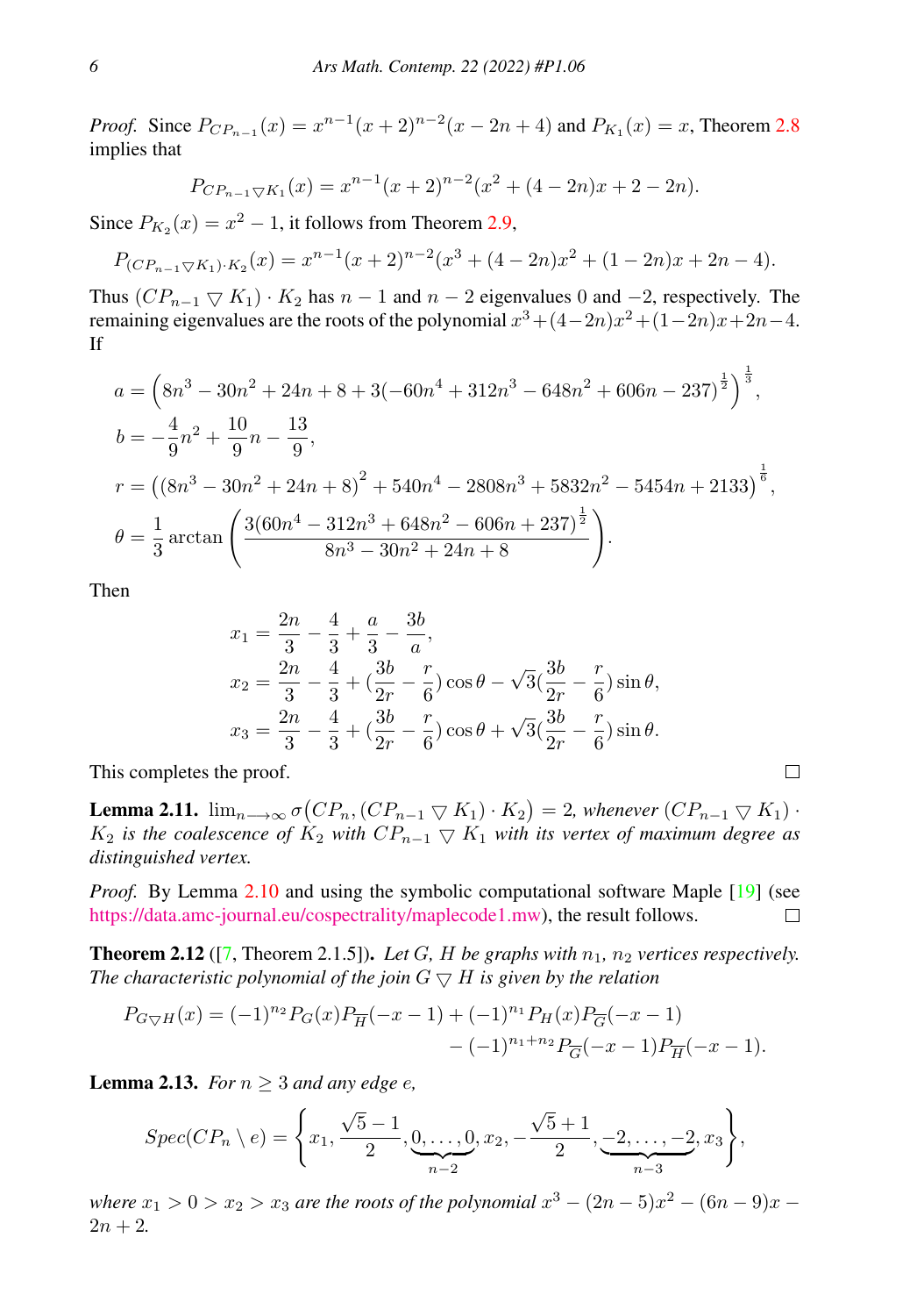*Proof.* Since $P_{CP_{n-1}}(x) = x^{n-1}(x+2)^{n-2}(x-2n+4)$ and $P_{K_1}(x) = x$, Theorem 2.8 implies that

$$P_{CP_{n-1}\bigtriangledown K_1}(x) = x^{n-1}(x+2)^{n-2}(x^2+(4-2n)x+2-2n).$$

Since $P_{K_2}(x) = x^2 - 1$, it follows from Theorem 2.9,

$$P_{(CP_{n-1}\bigtriangledown K_1)\cdot K_2}(x) = x^{n-1}(x+2)^{n-2}(x^3+(4-2n)x^2+(1-2n)x+2n-4).$$

Thus $(CP_{n-1} \bigtriangledown K_1) \cdot K_2$ has $n-1$ and $n-2$ eigenvalues $0$ and $-2$, respectively. The remaining eigenvalues are the roots of the polynomial $x^3+(4-2n)x^2+(1-2n)x+2n-4$. If

$$a = \left(8n^3 - 30n^2 + 24n + 8 + 3(-60n^4 + 312n^3 - 648n^2 + 606n - 237)^{\frac{1}{2}}\right)^{\frac{1}{3}},$$

$$b = -\frac{4}{9}n^2 + \frac{10}{9}n - \frac{13}{9},$$

$$r = \left((8n^3 - 30n^2 + 24n + 8)^2 + 540n^4 - 2808n^3 + 5832n^2 - 5454n + 2133\right)^{\frac{1}{6}},$$

$$\theta = \frac{1}{3}\arctan\left(\frac{3(60n^4 - 312n^3 + 648n^2 - 606n + 237)^{\frac{1}{2}}}{8n^3 - 30n^2 + 24n + 8}\right).$$

Then

$$x_1 = \frac{2n}{3} - \frac{4}{3} + \frac{a}{3} - \frac{3b}{a},$$

$$x_2 = \frac{2n}{3} - \frac{4}{3} + (\frac{3b}{2r} - \frac{r}{6})\cos\theta - \sqrt{3}(\frac{3b}{2r} - \frac{r}{6})\sin\theta,$$

$$x_3 = \frac{2n}{3} - \frac{4}{3} + (\frac{3b}{2r} - \frac{r}{6})\cos\theta + \sqrt{3}(\frac{3b}{2r} - \frac{r}{6})\sin\theta.$$

This completes the proof. □

**Lemma 2.11.** $\lim_{n\longrightarrow\infty} \sigma\big(CP_n, (CP_{n-1} \bigtriangledown K_1) \cdot K_2\big) = 2$*, whenever* $(CP_{n-1} \bigtriangledown K_1) \cdot K_2$ *is the coalescence of* $K_2$ *with* $CP_{n-1} \bigtriangledown K_1$ *with its vertex of maximum degree as distinguished vertex.*

*Proof.* By Lemma 2.10 and using the symbolic computational software Maple [19] (see https://data.amc-journal.eu/cospectrality/maplecode1.mw), the result follows. □

**Theorem 2.12** ([7, Theorem 2.1.5])**.** *Let $G$, $H$ be graphs with $n_1$, $n_2$ vertices respectively. The characteristic polynomial of the join $G \bigtriangledown H$ is given by the relation*

$$P_{G\bigtriangledown H}(x) = (-1)^{n_2}P_G(x)P_{\overline{H}}(-x-1) + (-1)^{n_1}P_H(x)P_{\overline{G}}(-x-1) - (-1)^{n_1+n_2}P_{\overline{G}}(-x-1)P_{\overline{H}}(-x-1).$$

**Lemma 2.13.** *For $n \geq 3$ and any edge $e$,*

$$Spec(CP_n \setminus e) = \left\{x_1, \frac{\sqrt{5}-1}{2}, \underbrace{0,\ldots,0}_{n-2}, x_2, -\frac{\sqrt{5}+1}{2}, \underbrace{-2,\ldots,-2}_{n-3}, x_3\right\},$$

*where $x_1 > 0 > x_2 > x_3$ are the roots of the polynomial $x^3 - (2n-5)x^2 - (6n-9)x - 2n + 2$.*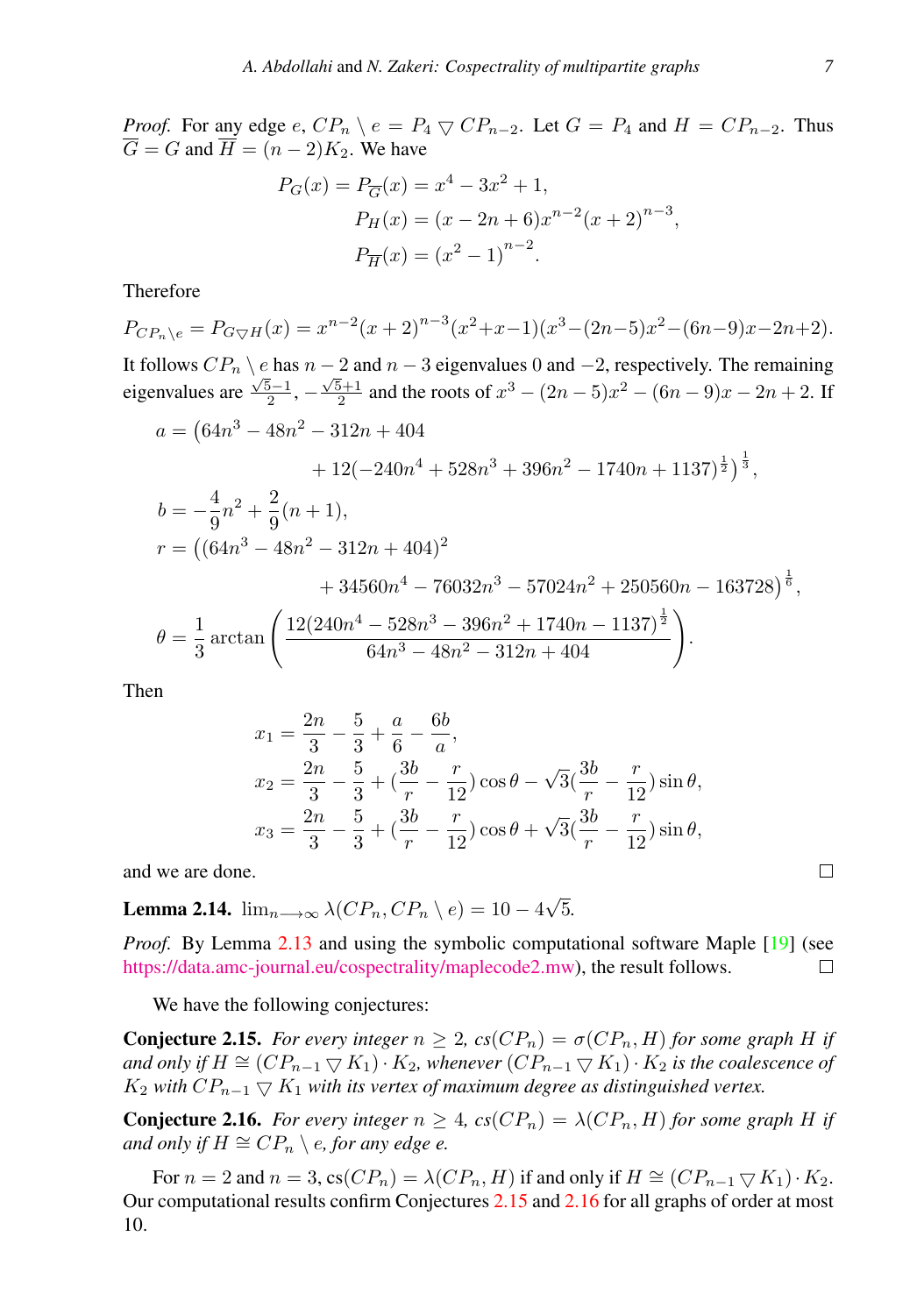*Proof.* For any edge $e$, $CP_n \setminus e = P_4 \bigtriangledown CP_{n-2}$. Let $G = P_4$ and $H = CP_{n-2}$. Thus $\overline{G} = G$ and $\overline{H} = (n-2)K_2$. We have

$$P_G(x) = P_{\overline{G}}(x) = x^4 - 3x^2 + 1,$$
$$P_H(x) = (x - 2n + 6)x^{n-2}(x+2)^{n-3},$$
$$P_{\overline{H}}(x) = (x^2 - 1)^{n-2}.$$

Therefore

$$P_{CP_n \setminus e} = P_{G \bigtriangledown H}(x) = x^{n-2}(x+2)^{n-3}(x^2+x-1)(x^3-(2n-5)x^2-(6n-9)x-2n+2).$$

It follows $CP_n \setminus e$ has $n-2$ and $n-3$ eigenvalues 0 and $-2$, respectively. The remaining eigenvalues are $\frac{\sqrt{5}-1}{2}$, $-\frac{\sqrt{5}+1}{2}$ and the roots of $x^3 - (2n-5)x^2 - (6n-9)x - 2n + 2$. If

$$a = \big(64n^3 - 48n^2 - 312n + 404 + 12(-240n^4 + 528n^3 + 396n^2 - 1740n + 1137)^{\frac{1}{2}}\big)^{\frac{1}{3}},$$
$$b = -\frac{4}{9}n^2 + \frac{2}{9}(n+1),$$
$$r = \big((64n^3 - 48n^2 - 312n + 404)^2 + 34560n^4 - 76032n^3 - 57024n^2 + 250560n - 163728\big)^{\frac{1}{6}},$$
$$\theta = \frac{1}{3}\arctan\left(\frac{12(240n^4 - 528n^3 - 396n^2 + 1740n - 1137)^{\frac{1}{2}}}{64n^3 - 48n^2 - 312n + 404}\right).$$

Then

$$x_1 = \frac{2n}{3} - \frac{5}{3} + \frac{a}{6} - \frac{6b}{a},$$
$$x_2 = \frac{2n}{3} - \frac{5}{3} + (\frac{3b}{r} - \frac{r}{12})\cos\theta - \sqrt{3}(\frac{3b}{r} - \frac{r}{12})\sin\theta,$$
$$x_3 = \frac{2n}{3} - \frac{5}{3} + (\frac{3b}{r} - \frac{r}{12})\cos\theta + \sqrt{3}(\frac{3b}{r} - \frac{r}{12})\sin\theta,$$

and we are done. ∎

**Lemma 2.14.** $\lim_{n\longrightarrow\infty} \lambda(CP_n, CP_n \setminus e) = 10 - 4\sqrt{5}$.

*Proof.* By Lemma 2.13 and using the symbolic computational software Maple [19] (see https://data.amc-journal.eu/cospectrality/maplecode2.mw), the result follows. ∎

We have the following conjectures:

**Conjecture 2.15.** *For every integer $n \geq 2$, $cs(CP_n) = \sigma(CP_n, H)$ for some graph $H$ if and only if $H \cong (CP_{n-1} \bigtriangledown K_1) \cdot K_2$, whenever $(CP_{n-1} \bigtriangledown K_1) \cdot K_2$ is the coalescence of $K_2$ with $CP_{n-1} \bigtriangledown K_1$ with its vertex of maximum degree as distinguished vertex.*

**Conjecture 2.16.** *For every integer $n \geq 4$, $cs(CP_n) = \lambda(CP_n, H)$ for some graph $H$ if and only if $H \cong CP_n \setminus e$, for any edge $e$.*

For $n = 2$ and $n = 3$, $\mathrm{cs}(CP_n) = \lambda(CP_n, H)$ if and only if $H \cong (CP_{n-1} \bigtriangledown K_1) \cdot K_2$. Our computational results confirm Conjectures 2.15 and 2.16 for all graphs of order at most 10.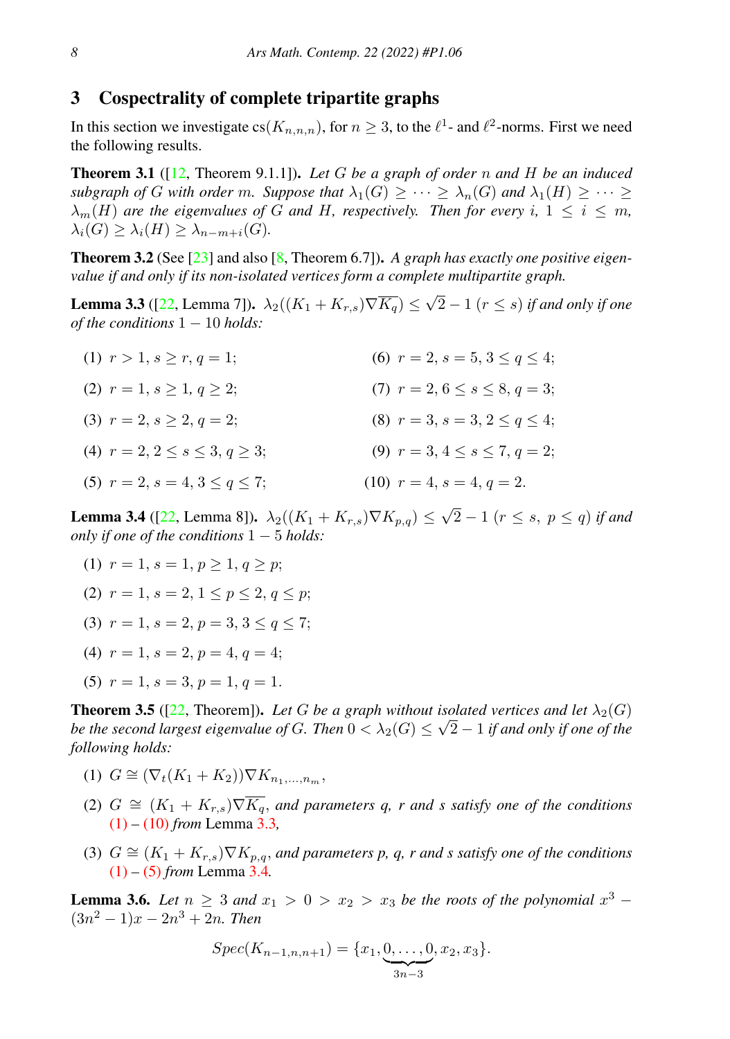## 3 Cospectrality of complete tripartite graphs

In this section we investigate $\mathrm{cs}(K_{n,n,n})$, for $n \geq 3$, to the $\ell^1$- and $\ell^2$-norms. First we need the following results.

**Theorem 3.1** ([12, Theorem 9.1.1]). *Let $G$ be a graph of order $n$ and $H$ be an induced subgraph of $G$ with order $m$. Suppose that $\lambda_1(G) \geq \cdots \geq \lambda_n(G)$ and $\lambda_1(H) \geq \cdots \geq \lambda_m(H)$ are the eigenvalues of $G$ and $H$, respectively. Then for every $i$, $1 \leq i \leq m$, $\lambda_i(G) \geq \lambda_i(H) \geq \lambda_{n-m+i}(G)$.*

**Theorem 3.2** (See [23] and also [8, Theorem 6.7]). *A graph has exactly one positive eigenvalue if and only if its non-isolated vertices form a complete multipartite graph.*

**Lemma 3.3** ([22, Lemma 7]). *$\lambda_2((K_1 + K_{r,s})\nabla\overline{K_q}) \leq \sqrt{2} - 1$ $(r \leq s)$ if and only if one of the conditions $1 - 10$ holds:*

(1) $r > 1$, $s \geq r$, $q = 1$;

(2) $r = 1$, $s \geq 1$, $q \geq 2$;

(3) $r = 2$, $s \geq 2$, $q = 2$;

(4) $r = 2$, $2 \leq s \leq 3$, $q \geq 3$;

(5) $r = 2$, $s = 4$, $3 \leq q \leq 7$;

(6) $r = 2$, $s = 5$, $3 \leq q \leq 4$;

(7) $r = 2$, $6 \leq s \leq 8$, $q = 3$;

(8) $r = 3$, $s = 3$, $2 \leq q \leq 4$;

(9) $r = 3$, $4 \leq s \leq 7$, $q = 2$;

(10) $r = 4$, $s = 4$, $q = 2$.

**Lemma 3.4** ([22, Lemma 8]). *$\lambda_2((K_1 + K_{r,s})\nabla K_{p,q}) \leq \sqrt{2} - 1$ $(r \leq s,\ p \leq q)$ if and only if one of the conditions $1 - 5$ holds:*

(1) $r = 1$, $s = 1$, $p \geq 1$, $q \geq p$;

(2) $r = 1$, $s = 2$, $1 \leq p \leq 2$, $q \leq p$;

(3) $r = 1$, $s = 2$, $p = 3$, $3 \leq q \leq 7$;

(4) $r = 1$, $s = 2$, $p = 4$, $q = 4$;

(5) $r = 1$, $s = 3$, $p = 1$, $q = 1$.

**Theorem 3.5** ([22, Theorem]). *Let $G$ be a graph without isolated vertices and let $\lambda_2(G)$ be the second largest eigenvalue of $G$. Then $0 < \lambda_2(G) \leq \sqrt{2} - 1$ if and only if one of the following holds:*

(1) $G \cong (\nabla_t(K_1 + K_2))\nabla K_{n_1,\ldots,n_m}$,

(2) $G \cong (K_1 + K_{r,s})\nabla\overline{K_q}$, *and parameters $q$, $r$ and $s$ satisfy one of the conditions* (1) – (10) *from* Lemma 3.3,

(3) $G \cong (K_1 + K_{r,s})\nabla K_{p,q}$, *and parameters $p$, $q$, $r$ and $s$ satisfy one of the conditions* (1) – (5) *from* Lemma 3.4.

**Lemma 3.6.** *Let $n \geq 3$ and $x_1 > 0 > x_2 > x_3$ be the roots of the polynomial $x^3 - (3n^2 - 1)x - 2n^3 + 2n$. Then*

$$Spec(K_{n-1,n,n+1}) = \{x_1, \underbrace{0, \ldots, 0}_{3n-3}, x_2, x_3\}.$$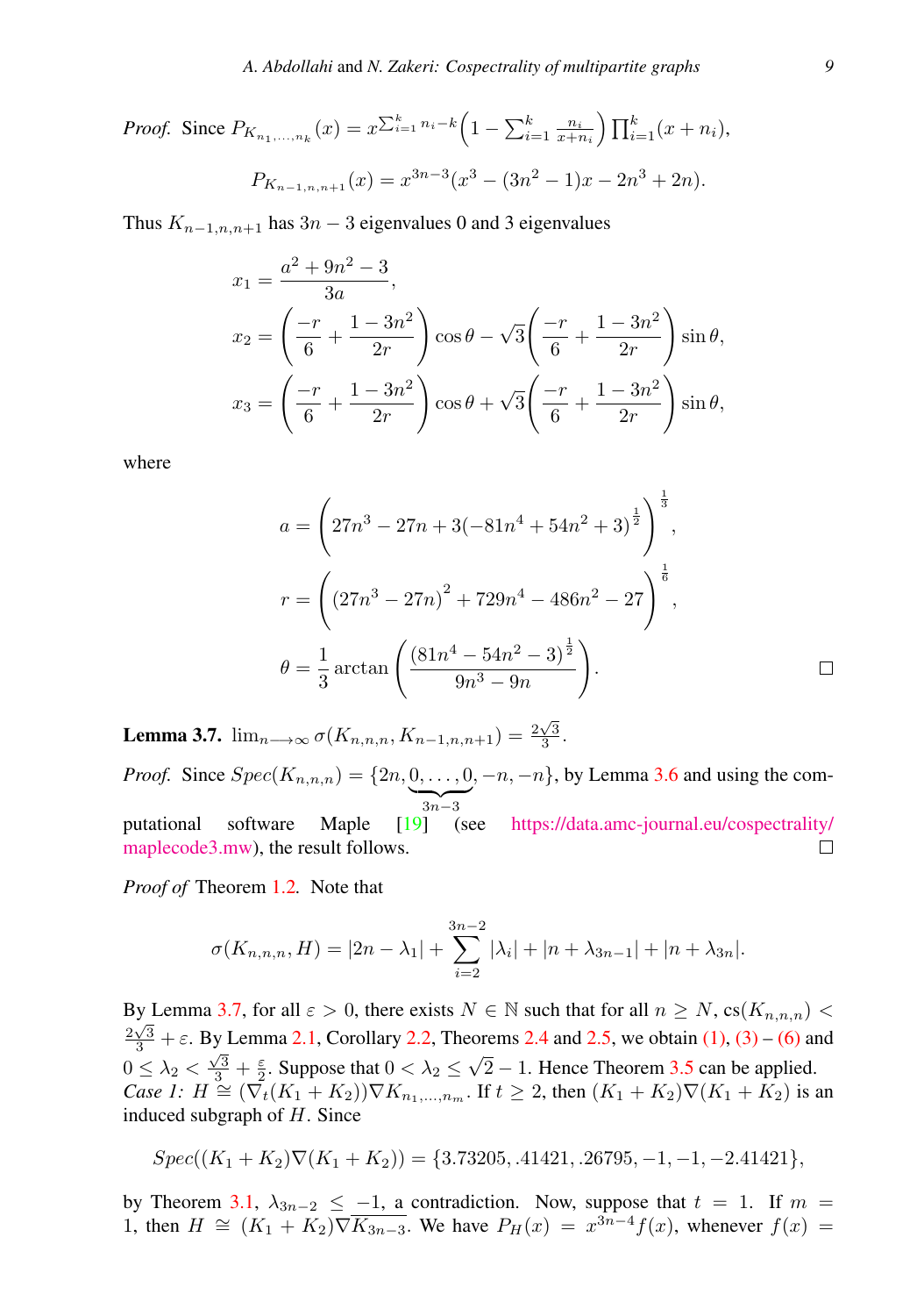*Proof.* Since $P_{K_{n_1,\ldots,n_k}}(x) = x^{\sum_{i=1}^k n_i - k}\Big(1 - \sum_{i=1}^k \frac{n_i}{x+n_i}\Big)\prod_{i=1}^k (x+n_i)$,

$$P_{K_{n-1,n,n+1}}(x) = x^{3n-3}(x^3 - (3n^2-1)x - 2n^3 + 2n).$$

Thus $K_{n-1,n,n+1}$ has $3n-3$ eigenvalues 0 and 3 eigenvalues

$$x_1 = \frac{a^2 + 9n^2 - 3}{3a},$$

$$x_2 = \left(\frac{-r}{6} + \frac{1-3n^2}{2r}\right)\cos\theta - \sqrt{3}\left(\frac{-r}{6} + \frac{1-3n^2}{2r}\right)\sin\theta,$$

$$x_3 = \left(\frac{-r}{6} + \frac{1-3n^2}{2r}\right)\cos\theta + \sqrt{3}\left(\frac{-r}{6} + \frac{1-3n^2}{2r}\right)\sin\theta,$$

where

$$a = \left(27n^3 - 27n + 3(-81n^4 + 54n^2 + 3)^{\frac{1}{2}}\right)^{\frac{1}{3}},$$

$$r = \left((27n^3 - 27n)^2 + 729n^4 - 486n^2 - 27\right)^{\frac{1}{6}},$$

$$\theta = \frac{1}{3}\arctan\left(\frac{(81n^4 - 54n^2 - 3)^{\frac{1}{2}}}{9n^3 - 9n}\right).$$

□

**Lemma 3.7.** $\lim_{n\longrightarrow\infty} \sigma(K_{n,n,n}, K_{n-1,n,n+1}) = \frac{2\sqrt{3}}{3}$.

*Proof.* Since $Spec(K_{n,n,n}) = \{2n, \underbrace{0,\ldots,0}_{3n-3}, -n, -n\}$, by Lemma 3.6 and using the computational software Maple [19] (see https://data.amc-journal.eu/cospectrality/maplecode3.mw), the result follows. □

*Proof of* Theorem 1.2. Note that

$$\sigma(K_{n,n,n}, H) = |2n - \lambda_1| + \sum_{i=2}^{3n-2} |\lambda_i| + |n + \lambda_{3n-1}| + |n + \lambda_{3n}|.$$

By Lemma 3.7, for all $\varepsilon > 0$, there exists $N \in \mathbb{N}$ such that for all $n \geq N$, $\mathrm{cs}(K_{n,n,n}) < \frac{2\sqrt{3}}{3} + \varepsilon$. By Lemma 2.1, Corollary 2.2, Theorems 2.4 and 2.5, we obtain (1), (3) – (6) and $0 \leq \lambda_2 < \frac{\sqrt{3}}{3} + \frac{\varepsilon}{2}$. Suppose that $0 < \lambda_2 \leq \sqrt{2} - 1$. Hence Theorem 3.5 can be applied.
*Case 1:* $H \cong (\nabla_t(K_1 + K_2))\nabla K_{n_1,\ldots,n_m}$. If $t \geq 2$, then $(K_1 + K_2)\nabla(K_1 + K_2)$ is an induced subgraph of $H$. Since

$$Spec((K_1 + K_2)\nabla(K_1 + K_2)) = \{3.73205, .41421, .26795, -1, -1, -2.41421\},$$

by Theorem 3.1, $\lambda_{3n-2} \leq -1$, a contradiction. Now, suppose that $t = 1$. If $m = 1$, then $H \cong (K_1 + K_2)\nabla\overline{K_{3n-3}}$. We have $P_H(x) = x^{3n-4}f(x)$, whenever $f(x) =$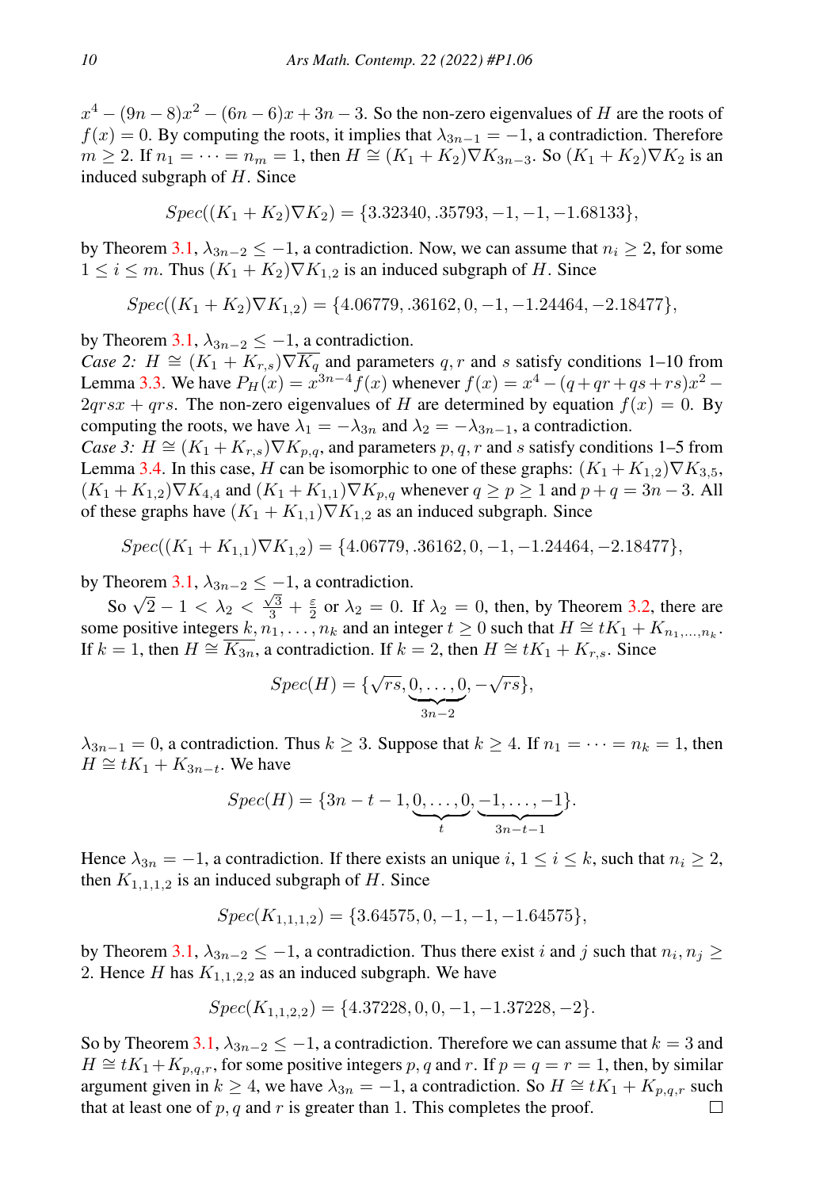$x^4 - (9n-8)x^2 - (6n-6)x + 3n - 3$. So the non-zero eigenvalues of $H$ are the roots of $f(x) = 0$. By computing the roots, it implies that $\lambda_{3n-1} = -1$, a contradiction. Therefore $m \geq 2$. If $n_1 = \cdots = n_m = 1$, then $H \cong (K_1 + K_2)\nabla K_{3n-3}$. So $(K_1 + K_2)\nabla K_2$ is an induced subgraph of $H$. Since

$$Spec((K_1 + K_2)\nabla K_2) = \{3.32340, .35793, -1, -1, -1.68133\},$$

by Theorem 3.1, $\lambda_{3n-2} \leq -1$, a contradiction. Now, we can assume that $n_i \geq 2$, for some $1 \leq i \leq m$. Thus $(K_1 + K_2)\nabla K_{1,2}$ is an induced subgraph of $H$. Since

$$Spec((K_1 + K_2)\nabla K_{1,2}) = \{4.06779, .36162, 0, -1, -1.24464, -2.18477\},$$

by Theorem 3.1, $\lambda_{3n-2} \leq -1$, a contradiction.

*Case 2:* $H \cong (K_1 + K_{r,s})\nabla \overline{K_q}$ and parameters $q, r$ and $s$ satisfy conditions 1–10 from Lemma 3.3. We have $P_H(x) = x^{3n-4} f(x)$ whenever $f(x) = x^4 - (q + qr + qs + rs)x^2 - 2qrsx + qrs$. The non-zero eigenvalues of $H$ are determined by equation $f(x) = 0$. By computing the roots, we have $\lambda_1 = -\lambda_{3n}$ and $\lambda_2 = -\lambda_{3n-1}$, a contradiction.

*Case 3:* $H \cong (K_1 + K_{r,s})\nabla K_{p,q}$, and parameters $p, q, r$ and $s$ satisfy conditions 1–5 from Lemma 3.4. In this case, $H$ can be isomorphic to one of these graphs: $(K_1 + K_{1,2})\nabla K_{3,5}$, $(K_1 + K_{1,2})\nabla K_{4,4}$ and $(K_1 + K_{1,1})\nabla K_{p,q}$ whenever $q \geq p \geq 1$ and $p + q = 3n - 3$. All of these graphs have $(K_1 + K_{1,1})\nabla K_{1,2}$ as an induced subgraph. Since

$$Spec((K_1 + K_{1,1})\nabla K_{1,2}) = \{4.06779, .36162, 0, -1, -1.24464, -2.18477\},$$

by Theorem 3.1, $\lambda_{3n-2} \leq -1$, a contradiction.

So $\sqrt{2} - 1 < \lambda_2 < \frac{\sqrt{3}}{3} + \frac{\varepsilon}{2}$ or $\lambda_2 = 0$. If $\lambda_2 = 0$, then, by Theorem 3.2, there are some positive integers $k, n_1, \ldots, n_k$ and an integer $t \geq 0$ such that $H \cong tK_1 + K_{n_1,\ldots,n_k}$. If $k = 1$, then $H \cong \overline{K_{3n}}$, a contradiction. If $k = 2$, then $H \cong tK_1 + K_{r,s}$. Since

$$Spec(H) = \{\sqrt{rs}, \underbrace{0, \ldots, 0}_{3n-2}, -\sqrt{rs}\},$$

$\lambda_{3n-1} = 0$, a contradiction. Thus $k \geq 3$. Suppose that $k \geq 4$. If $n_1 = \cdots = n_k = 1$, then $H \cong tK_1 + K_{3n-t}$. We have

$$Spec(H) = \{3n - t - 1, \underbrace{0, \ldots, 0}_{t}, \underbrace{-1, \ldots, -1}_{3n-t-1}\}.$$

Hence $\lambda_{3n} = -1$, a contradiction. If there exists an unique $i$, $1 \leq i \leq k$, such that $n_i \geq 2$, then $K_{1,1,1,2}$ is an induced subgraph of $H$. Since

$$Spec(K_{1,1,1,2}) = \{3.64575, 0, -1, -1, -1.64575\},$$

by Theorem 3.1, $\lambda_{3n-2} \leq -1$, a contradiction. Thus there exist $i$ and $j$ such that $n_i, n_j \geq 2$. Hence $H$ has $K_{1,1,2,2}$ as an induced subgraph. We have

$$Spec(K_{1,1,2,2}) = \{4.37228, 0, 0, -1, -1.37228, -2\}.$$

So by Theorem 3.1, $\lambda_{3n-2} \leq -1$, a contradiction. Therefore we can assume that $k = 3$ and $H \cong tK_1 + K_{p,q,r}$, for some positive integers $p, q$ and $r$. If $p = q = r = 1$, then, by similar argument given in $k \geq 4$, we have $\lambda_{3n} = -1$, a contradiction. So $H \cong tK_1 + K_{p,q,r}$ such that at least one of $p, q$ and $r$ is greater than $1$. This completes the proof. □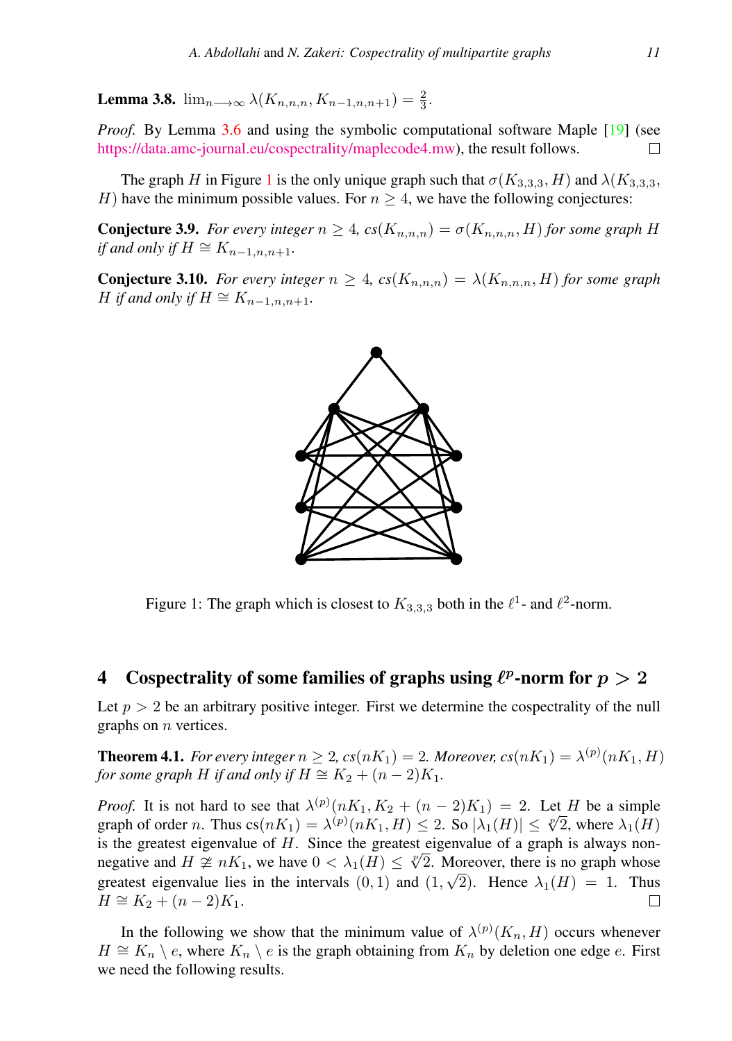**Lemma 3.8.** $\lim_{n\longrightarrow\infty} \lambda(K_{n,n,n}, K_{n-1,n,n+1}) = \frac{2}{3}$.

*Proof.* By Lemma 3.6 and using the symbolic computational software Maple [19] (see https://data.amc-journal.eu/cospectrality/maplecode4.mw), the result follows. □

The graph $H$ in Figure 1 is the only unique graph such that $\sigma(K_{3,3,3}, H)$ and $\lambda(K_{3,3,3}, H)$ have the minimum possible values. For $n \geq 4$, we have the following conjectures:

**Conjecture 3.9.** *For every integer $n \geq 4$, $cs(K_{n,n,n}) = \sigma(K_{n,n,n}, H)$ for some graph $H$ if and only if $H \cong K_{n-1,n,n+1}$.*

**Conjecture 3.10.** *For every integer $n \geq 4$, $cs(K_{n,n,n}) = \lambda(K_{n,n,n}, H)$ for some graph $H$ if and only if $H \cong K_{n-1,n,n+1}$.*

Figure 1: The graph which is closest to $K_{3,3,3}$ both in the $\ell^1$- and $\ell^2$-norm.

## 4 Cospectrality of some families of graphs using $\ell^p$-norm for $p > 2$

Let $p > 2$ be an arbitrary positive integer. First we determine the cospectrality of the null graphs on $n$ vertices.

**Theorem 4.1.** *For every integer $n \geq 2$, $cs(nK_1) = 2$. Moreover, $cs(nK_1) = \lambda^{(p)}(nK_1, H)$ for some graph $H$ if and only if $H \cong K_2 + (n-2)K_1$.*

*Proof.* It is not hard to see that $\lambda^{(p)}(nK_1, K_2 + (n-2)K_1) = 2$. Let $H$ be a simple graph of order $n$. Thus $\mathrm{cs}(nK_1) = \lambda^{(p)}(nK_1, H) \leq 2$. So $|\lambda_1(H)| \leq \sqrt[p]{2}$, where $\lambda_1(H)$ is the greatest eigenvalue of $H$. Since the greatest eigenvalue of a graph is always non-negative and $H \ncong nK_1$, we have $0 < \lambda_1(H) \leq \sqrt[p]{2}$. Moreover, there is no graph whose greatest eigenvalue lies in the intervals $(0, 1)$ and $(1, \sqrt{2})$. Hence $\lambda_1(H) = 1$. Thus $H \cong K_2 + (n-2)K_1$. □

In the following we show that the minimum value of $\lambda^{(p)}(K_n, H)$ occurs whenever $H \cong K_n \setminus e$, where $K_n \setminus e$ is the graph obtaining from $K_n$ by deletion one edge $e$. First we need the following results.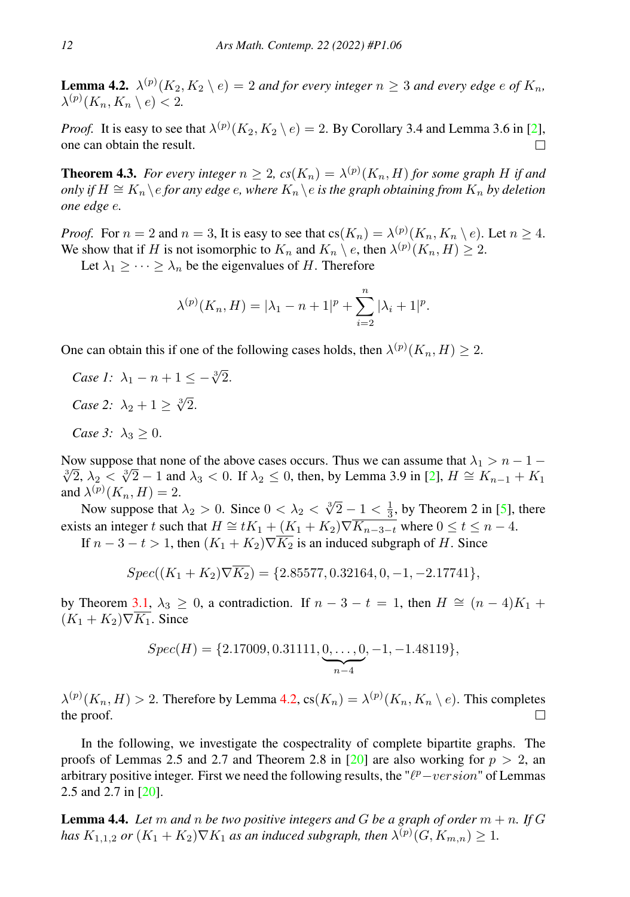**Lemma 4.2.** *$\lambda^{(p)}(K_2, K_2 \setminus e) = 2$ and for every integer $n \geq 3$ and every edge $e$ of $K_n$, $\lambda^{(p)}(K_n, K_n \setminus e) < 2$.*

*Proof.* It is easy to see that $\lambda^{(p)}(K_2, K_2 \setminus e) = 2$. By Corollary 3.4 and Lemma 3.6 in [2], one can obtain the result. □

**Theorem 4.3.** *For every integer $n \geq 2$, $cs(K_n) = \lambda^{(p)}(K_n, H)$ for some graph $H$ if and only if $H \cong K_n \setminus e$ for any edge $e$, where $K_n \setminus e$ is the graph obtaining from $K_n$ by deletion one edge $e$.*

*Proof.* For $n = 2$ and $n = 3$, It is easy to see that $\text{cs}(K_n) = \lambda^{(p)}(K_n, K_n \setminus e)$. Let $n \geq 4$. We show that if $H$ is not isomorphic to $K_n$ and $K_n \setminus e$, then $\lambda^{(p)}(K_n, H) \geq 2$.

Let $\lambda_1 \geq \cdots \geq \lambda_n$ be the eigenvalues of $H$. Therefore

$$\lambda^{(p)}(K_n, H) = |\lambda_1 - n + 1|^p + \sum_{i=2}^{n} |\lambda_i + 1|^p.$$

One can obtain this if one of the following cases holds, then $\lambda^{(p)}(K_n, H) \geq 2$.

*Case 1:* $\lambda_1 - n + 1 \leq -\sqrt[3]{2}$.

*Case 2:* $\lambda_2 + 1 \geq \sqrt[3]{2}$.

*Case 3:* $\lambda_3 \geq 0$.

Now suppose that none of the above cases occurs. Thus we can assume that $\lambda_1 > n - 1 - \sqrt[3]{2}$, $\lambda_2 < \sqrt[3]{2} - 1$ and $\lambda_3 < 0$. If $\lambda_2 \leq 0$, then, by Lemma 3.9 in [2], $H \cong K_{n-1} + K_1$ and $\lambda^{(p)}(K_n, H) = 2$.

Now suppose that $\lambda_2 > 0$. Since $0 < \lambda_2 < \sqrt[3]{2} - 1 < \frac{1}{3}$, by Theorem 2 in [5], there exists an integer $t$ such that $H \cong tK_1 + (K_1 + K_2)\nabla\overline{K_{n-3-t}}$ where $0 \leq t \leq n - 4$.

If $n - 3 - t > 1$, then $(K_1 + K_2)\nabla\overline{K_2}$ is an induced subgraph of $H$. Since

$$Spec((K_1 + K_2)\nabla\overline{K_2}) = \{2.85577, 0.32164, 0, -1, -2.17741\},$$

by Theorem 3.1, $\lambda_3 \geq 0$, a contradiction. If $n - 3 - t = 1$, then $H \cong (n - 4)K_1 + (K_1 + K_2)\nabla\overline{K_1}$. Since

$$Spec(H) = \{2.17009, 0.31111, \underbrace{0, \ldots, 0}_{n-4}, -1, -1.48119\},$$

$\lambda^{(p)}(K_n, H) > 2$. Therefore by Lemma 4.2, $\text{cs}(K_n) = \lambda^{(p)}(K_n, K_n \setminus e)$. This completes the proof. □

In the following, we investigate the cospectrality of complete bipartite graphs. The proofs of Lemmas 2.5 and 2.7 and Theorem 2.8 in [20] are also working for $p > 2$, an arbitrary positive integer. First we need the following results, the "$\ell^p\!-\!version$" of Lemmas 2.5 and 2.7 in [20].

**Lemma 4.4.** *Let $m$ and $n$ be two positive integers and $G$ be a graph of order $m + n$. If $G$ has $K_{1,1,2}$ or $(K_1 + K_2)\nabla K_1$ as an induced subgraph, then $\lambda^{(p)}(G, K_{m,n}) \geq 1$.*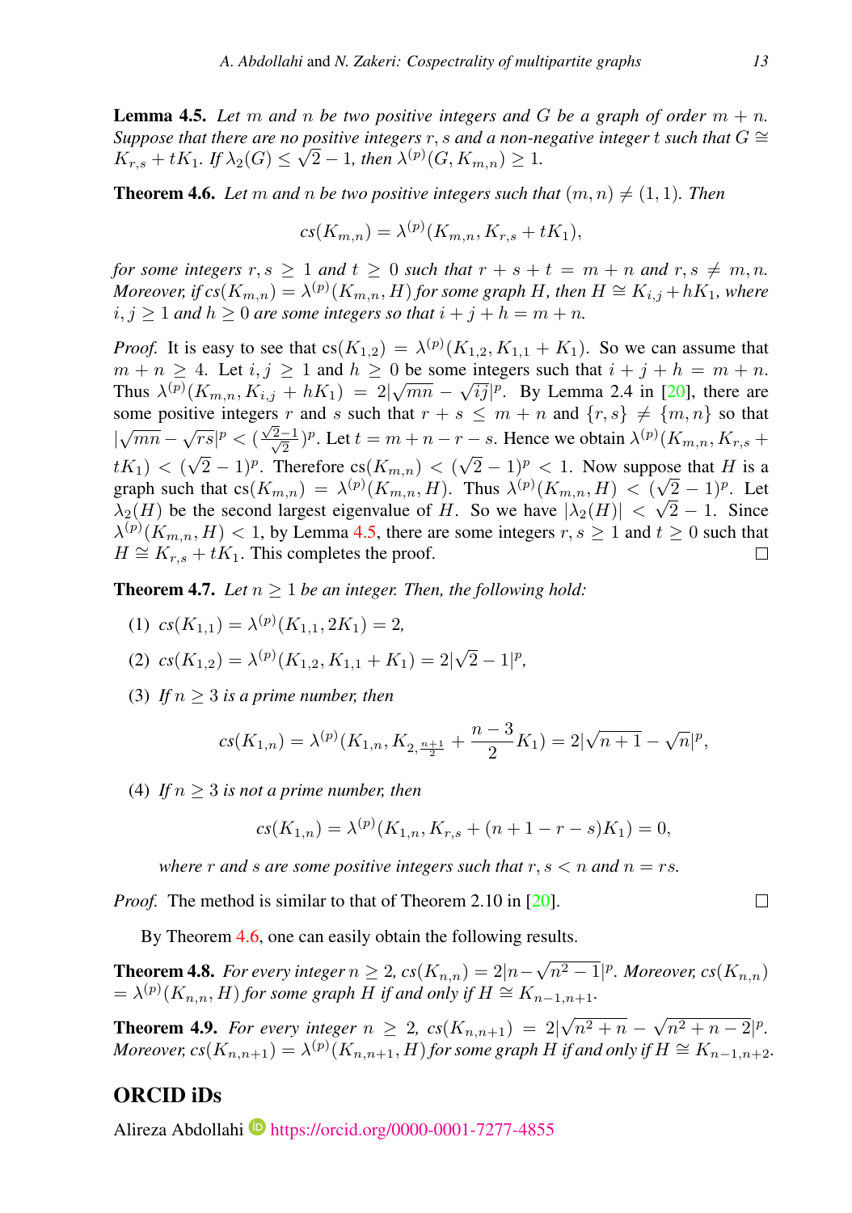**Lemma 4.5.** *Let $m$ and $n$ be two positive integers and $G$ be a graph of order $m+n$. Suppose that there are no positive integers $r, s$ and a non-negative integer $t$ such that $G \cong K_{r,s} + tK_1$. If $\lambda_2(G) \leq \sqrt{2} - 1$, then $\lambda^{(p)}(G, K_{m,n}) \geq 1$.*

**Theorem 4.6.** *Let $m$ and $n$ be two positive integers such that $(m,n) \neq (1,1)$. Then*

$$cs(K_{m,n}) = \lambda^{(p)}(K_{m,n}, K_{r,s} + tK_1),$$

*for some integers $r, s \geq 1$ and $t \geq 0$ such that $r + s + t = m + n$ and $r, s \neq m, n$. Moreover, if $cs(K_{m,n}) = \lambda^{(p)}(K_{m,n}, H)$ for some graph $H$, then $H \cong K_{i,j} + hK_1$, where $i, j \geq 1$ and $h \geq 0$ are some integers so that $i + j + h = m + n$.*

*Proof.* It is easy to see that $\text{cs}(K_{1,2}) = \lambda^{(p)}(K_{1,2}, K_{1,1} + K_1)$. So we can assume that $m + n \geq 4$. Let $i, j \geq 1$ and $h \geq 0$ be some integers such that $i + j + h = m + n$. Thus $\lambda^{(p)}(K_{m,n}, K_{i,j} + hK_1) = 2|\sqrt{mn} - \sqrt{ij}|^p$. By Lemma 2.4 in [20], there are some positive integers $r$ and $s$ such that $r + s \leq m + n$ and $\{r, s\} \neq \{m, n\}$ so that $|\sqrt{mn} - \sqrt{rs}|^p < (\frac{\sqrt{2}-1}{\sqrt{2}})^p$. Let $t = m + n - r - s$. Hence we obtain $\lambda^{(p)}(K_{m,n}, K_{r,s} + tK_1) < (\sqrt{2} - 1)^p$. Therefore $\text{cs}(K_{m,n}) < (\sqrt{2} - 1)^p < 1$. Now suppose that $H$ is a graph such that $\text{cs}(K_{m,n}) = \lambda^{(p)}(K_{m,n}, H)$. Thus $\lambda^{(p)}(K_{m,n}, H) < (\sqrt{2} - 1)^p$. Let $\lambda_2(H)$ be the second largest eigenvalue of $H$. So we have $|\lambda_2(H)| < \sqrt{2} - 1$. Since $\lambda^{(p)}(K_{m,n}, H) < 1$, by Lemma 4.5, there are some integers $r, s \geq 1$ and $t \geq 0$ such that $H \cong K_{r,s} + tK_1$. This completes the proof. ☐

**Theorem 4.7.** *Let $n \geq 1$ be an integer. Then, the following hold:*

(1) *$cs(K_{1,1}) = \lambda^{(p)}(K_{1,1}, 2K_1) = 2$,*

(2) *$cs(K_{1,2}) = \lambda^{(p)}(K_{1,2}, K_{1,1} + K_1) = 2|\sqrt{2} - 1|^p$,*

(3) *If $n \geq 3$ is a prime number, then*

$$cs(K_{1,n}) = \lambda^{(p)}(K_{1,n}, K_{2,\frac{n+1}{2}} + \frac{n-3}{2}K_1) = 2|\sqrt{n+1} - \sqrt{n}|^p,$$

(4) *If $n \geq 3$ is not a prime number, then*

$$cs(K_{1,n}) = \lambda^{(p)}(K_{1,n}, K_{r,s} + (n + 1 - r - s)K_1) = 0,$$

*where $r$ and $s$ are some positive integers such that $r, s < n$ and $n = rs$.*

*Proof.* The method is similar to that of Theorem 2.10 in [20]. ☐

By Theorem 4.6, one can easily obtain the following results.

**Theorem 4.8.** *For every integer $n \geq 2$, $cs(K_{n,n}) = 2|n - \sqrt{n^2 - 1}|^p$. Moreover, $cs(K_{n,n}) = \lambda^{(p)}(K_{n,n}, H)$ for some graph $H$ if and only if $H \cong K_{n-1,n+1}$.*

**Theorem 4.9.** *For every integer $n \geq 2$, $cs(K_{n,n+1}) = 2|\sqrt{n^2 + n} - \sqrt{n^2 + n - 2}|^p$. Moreover, $cs(K_{n,n+1}) = \lambda^{(p)}(K_{n,n+1}, H)$ for some graph $H$ if and only if $H \cong K_{n-1,n+2}$.*

## ORCID iDs

Alireza Abdollahi https://orcid.org/0000-0001-7277-4855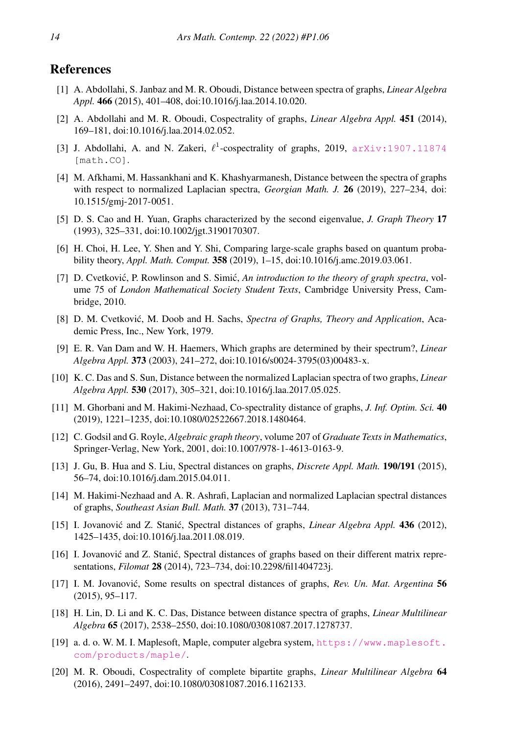## References

[1] A. Abdollahi, S. Janbaz and M. R. Oboudi, Distance between spectra of graphs, *Linear Algebra Appl.* **466** (2015), 401–408, doi:10.1016/j.laa.2014.10.020.

[2] A. Abdollahi and M. R. Oboudi, Cospectrality of graphs, *Linear Algebra Appl.* **451** (2014), 169–181, doi:10.1016/j.laa.2014.02.052.

[3] J. Abdollahi, A. and N. Zakeri, $\ell^1$-cospectrality of graphs, 2019, arXiv:1907.11874 [math.CO].

[4] M. Afkhami, M. Hassankhani and K. Khashyarmanesh, Distance between the spectra of graphs with respect to normalized Laplacian spectra, *Georgian Math. J.* **26** (2019), 227–234, doi:10.1515/gmj-2017-0051.

[5] D. S. Cao and H. Yuan, Graphs characterized by the second eigenvalue, *J. Graph Theory* **17** (1993), 325–331, doi:10.1002/jgt.3190170307.

[6] H. Choi, H. Lee, Y. Shen and Y. Shi, Comparing large-scale graphs based on quantum probability theory, *Appl. Math. Comput.* **358** (2019), 1–15, doi:10.1016/j.amc.2019.03.061.

[7] D. Cvetković, P. Rowlinson and S. Simić, *An introduction to the theory of graph spectra*, volume 75 of *London Mathematical Society Student Texts*, Cambridge University Press, Cambridge, 2010.

[8] D. M. Cvetković, M. Doob and H. Sachs, *Spectra of Graphs, Theory and Application*, Academic Press, Inc., New York, 1979.

[9] E. R. Van Dam and W. H. Haemers, Which graphs are determined by their spectrum?, *Linear Algebra Appl.* **373** (2003), 241–272, doi:10.1016/s0024-3795(03)00483-x.

[10] K. C. Das and S. Sun, Distance between the normalized Laplacian spectra of two graphs, *Linear Algebra Appl.* **530** (2017), 305–321, doi:10.1016/j.laa.2017.05.025.

[11] M. Ghorbani and M. Hakimi-Nezhaad, Co-spectrality distance of graphs, *J. Inf. Optim. Sci.* **40** (2019), 1221–1235, doi:10.1080/02522667.2018.1480464.

[12] C. Godsil and G. Royle, *Algebraic graph theory*, volume 207 of *Graduate Texts in Mathematics*, Springer-Verlag, New York, 2001, doi:10.1007/978-1-4613-0163-9.

[13] J. Gu, B. Hua and S. Liu, Spectral distances on graphs, *Discrete Appl. Math.* **190/191** (2015), 56–74, doi:10.1016/j.dam.2015.04.011.

[14] M. Hakimi-Nezhaad and A. R. Ashrafi, Laplacian and normalized Laplacian spectral distances of graphs, *Southeast Asian Bull. Math.* **37** (2013), 731–744.

[15] I. Jovanović and Z. Stanić, Spectral distances of graphs, *Linear Algebra Appl.* **436** (2012), 1425–1435, doi:10.1016/j.laa.2011.08.019.

[16] I. Jovanović and Z. Stanić, Spectral distances of graphs based on their different matrix representations, *Filomat* **28** (2014), 723–734, doi:10.2298/fil1404723j.

[17] I. M. Jovanović, Some results on spectral distances of graphs, *Rev. Un. Mat. Argentina* **56** (2015), 95–117.

[18] H. Lin, D. Li and K. C. Das, Distance between distance spectra of graphs, *Linear Multilinear Algebra* **65** (2017), 2538–2550, doi:10.1080/03081087.2017.1278737.

[19] a. d. o. W. M. I. Maplesoft, Maple, computer algebra system, https://www.maplesoft.com/products/maple/.

[20] M. R. Oboudi, Cospectrality of complete bipartite graphs, *Linear Multilinear Algebra* **64** (2016), 2491–2497, doi:10.1080/03081087.2016.1162133.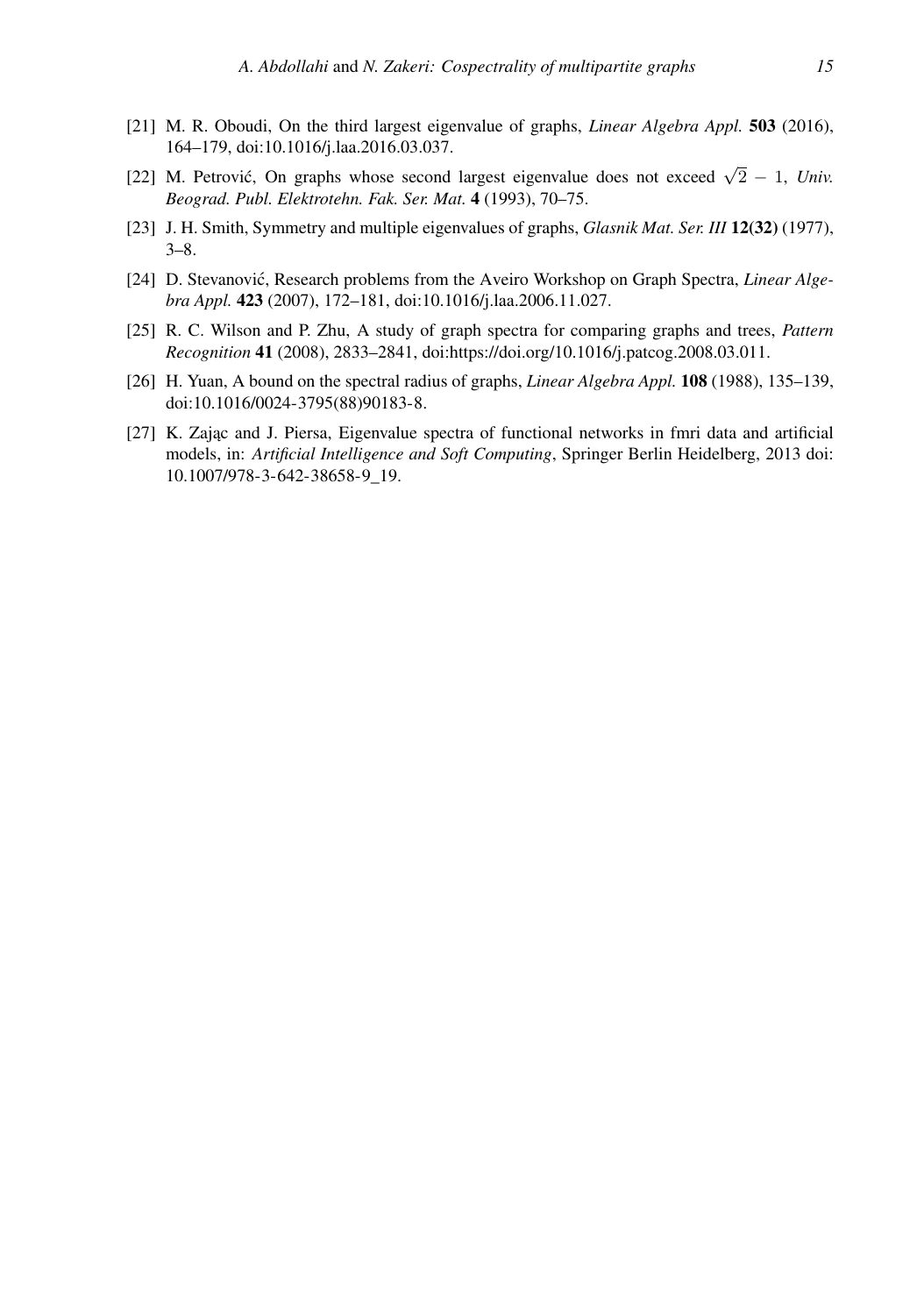[21] M. R. Oboudi, On the third largest eigenvalue of graphs, *Linear Algebra Appl.* **503** (2016), 164–179, doi:10.1016/j.laa.2016.03.037.

[22] M. Petrović, On graphs whose second largest eigenvalue does not exceed $\sqrt{2} - 1$, *Univ. Beograd. Publ. Elektrotehn. Fak. Ser. Mat.* **4** (1993), 70–75.

[23] J. H. Smith, Symmetry and multiple eigenvalues of graphs, *Glasnik Mat. Ser. III* **12(32)** (1977), 3–8.

[24] D. Stevanović, Research problems from the Aveiro Workshop on Graph Spectra, *Linear Algebra Appl.* **423** (2007), 172–181, doi:10.1016/j.laa.2006.11.027.

[25] R. C. Wilson and P. Zhu, A study of graph spectra for comparing graphs and trees, *Pattern Recognition* **41** (2008), 2833–2841, doi:https://doi.org/10.1016/j.patcog.2008.03.011.

[26] H. Yuan, A bound on the spectral radius of graphs, *Linear Algebra Appl.* **108** (1988), 135–139, doi:10.1016/0024-3795(88)90183-8.

[27] K. Zając and J. Piersa, Eigenvalue spectra of functional networks in fmri data and artificial models, in: *Artificial Intelligence and Soft Computing*, Springer Berlin Heidelberg, 2013 doi: 10.1007/978-3-642-38658-9_19.